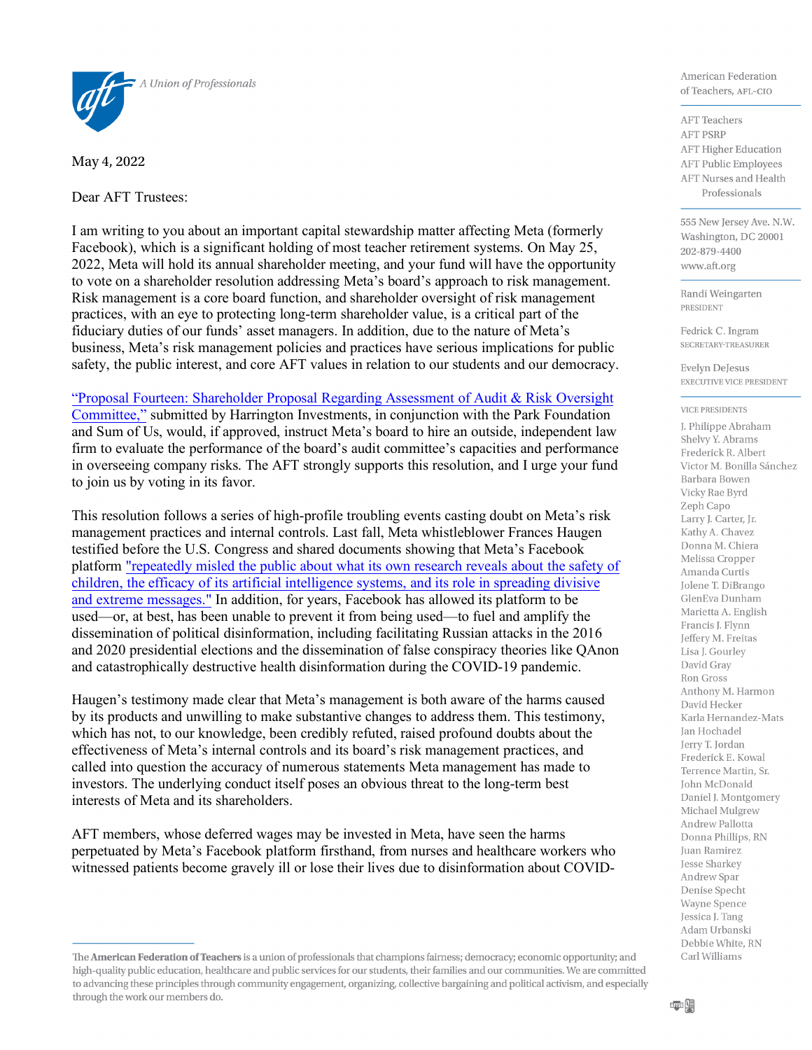*A Union of Professionals*

May 4, 2022

Dear AFT Trustees:

I am writing to you about an important capital stewardship matter affecting Meta (formerly Facebook), which is a significant holding of most teacher retirement systems. On May 25, 2022, Meta will hold its annual shareholder meeting, and your fund will have the opportunity to vote on a shareholder resolution addressing Meta's board's approach to risk management. Risk management is a core board function, and shareholder oversight of risk management practices, with an eye to protecting long-term shareholder value, is a critical part of the fiduciary duties of our funds' asset managers. In addition, due to the nature of Meta's business, Meta's risk management policies and practices have serious implications for public safety, the public interest, and core AFT values in relation to our students and our democracy.

"Proposal Fourteen: Shareholder Proposal Regarding Assessment of Audit & Risk Oversight Committee," submitted by Harrington Investments, in conjunction with the Park Foundation and Sum of Us, would, if approved, instruct Meta's board to hire an outside, independent law firm to evaluate the performance of the board's audit committee's capacities and performance in overseeing company risks. The AFT strongly supports this resolution, and I urge your fund to join us by voting in its favor.

This resolution follows a series of high-profile troubling events casting doubt on Meta's risk management practices and internal controls. Last fall, Meta whistleblower Frances Haugen testified before the U.S. Congress and shared documents showing that Meta's Facebook platform "repeatedly misled the public about what its own research reveals about the safety of children, the efficacy of its artificial intelligence systems, and its role in spreading divisive and extreme messages." In addition, for years, Facebook has allowed its platform to be used—or, at best, has been unable to prevent it from being used—to fuel and amplify the dissemination of political disinformation, including facilitating Russian attacks in the 2016 and 2020 presidential elections and the dissemination of false conspiracy theories like QAnon and catastrophically destructive health disinformation during the COVID-19 pandemic.

Haugen's testimony made clear that Meta's management is both aware of the harms caused by its products and unwilling to make substantive changes to address them. This testimony, which has not, to our knowledge, been credibly refuted, raised profound doubts about the effectiveness of Meta's internal controls and its board's risk management practices, and called into question the accuracy of numerous statements Meta management has made to investors. The underlying conduct itself poses an obvious threat to the long-term best interests of Meta and its shareholders.

AFT members, whose deferred wages may be invested in Meta, have seen the harms perpetuated by Meta's Facebook platform firsthand, from nurses and healthcare workers who witnessed patients become gravely ill or lose their lives due to disinformation about COVID-

American Federation of Teachers, AFL-CIO

AFT Teachers
AFT PSRP
AFT Higher Education
AFT Public Employees
AFT Nurses and Health Professionals

555 New Jersey Ave. N.W.
Washington, DC 20001
202-879-4400
www.aft.org

Randi Weingarten
PRESIDENT

Fedrick C. Ingram
SECRETARY-TREASURER

Evelyn DeJesus
EXECUTIVE VICE PRESIDENT

VICE PRESIDENTS

J. Philippe Abraham
Shelvy Y. Abrams
Frederick R. Albert
Victor M. Bonilla Sánchez
Barbara Bowen
Vicky Rae Byrd
Zeph Capo
Larry J. Carter, Jr.
Kathy A. Chavez
Donna M. Chiera
Melissa Cropper
Amanda Curtis
Jolene T. DiBrango
GlenEva Dunham
Marietta A. English
Francis J. Flynn
Jeffery M. Freitas
Lisa J. Gourley
David Gray
Ron Gross
Anthony M. Harmon
David Hecker
Karla Hernandez-Mats
Jan Hochadel
Jerry T. Jordan
Frederick E. Kowal
Terrence Martin, Sr.
John McDonald
Daniel J. Montgomery
Michael Mulgrew
Andrew Pallotta
Donna Phillips, RN
Juan Ramirez
Jesse Sharkey
Andrew Spar
Denise Specht
Wayne Spence
Jessica J. Tang
Adam Urbanski
Debbie White, RN
Carl Williams

The **American Federation of Teachers** is a union of professionals that champions fairness; democracy; economic opportunity; and high-quality public education, healthcare and public services for our students, their families and our communities. We are committed to advancing these principles through community engagement, organizing, collective bargaining and political activism, and especially through the work our members do.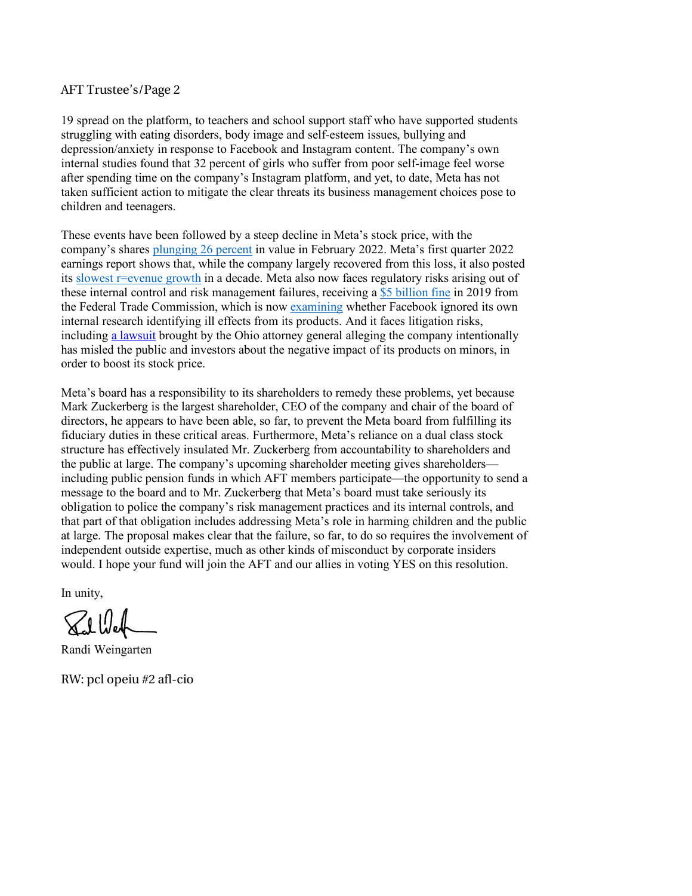19 spread on the platform, to teachers and school support staff who have supported students struggling with eating disorders, body image and self-esteem issues, bullying and depression/anxiety in response to Facebook and Instagram content. The company's own internal studies found that 32 percent of girls who suffer from poor self-image feel worse after spending time on the company's Instagram platform, and yet, to date, Meta has not taken sufficient action to mitigate the clear threats its business management choices pose to children and teenagers.

These events have been followed by a steep decline in Meta's stock price, with the company's shares plunging 26 percent in value in February 2022. Meta's first quarter 2022 earnings report shows that, while the company largely recovered from this loss, it also posted its slowest r=evenue growth in a decade. Meta also now faces regulatory risks arising out of these internal control and risk management failures, receiving a $5 billion fine in 2019 from the Federal Trade Commission, which is now examining whether Facebook ignored its own internal research identifying ill effects from its products. And it faces litigation risks, including a lawsuit brought by the Ohio attorney general alleging the company intentionally has misled the public and investors about the negative impact of its products on minors, in order to boost its stock price.

Meta's board has a responsibility to its shareholders to remedy these problems, yet because Mark Zuckerberg is the largest shareholder, CEO of the company and chair of the board of directors, he appears to have been able, so far, to prevent the Meta board from fulfilling its fiduciary duties in these critical areas. Furthermore, Meta's reliance on a dual class stock structure has effectively insulated Mr. Zuckerberg from accountability to shareholders and the public at large. The company's upcoming shareholder meeting gives shareholders—including public pension funds in which AFT members participate—the opportunity to send a message to the board and to Mr. Zuckerberg that Meta's board must take seriously its obligation to police the company's risk management practices and its internal controls, and that part of that obligation includes addressing Meta's role in harming children and the public at large. The proposal makes clear that the failure, so far, to do so requires the involvement of independent outside expertise, much as other kinds of misconduct by corporate insiders would. I hope your fund will join the AFT and our allies in voting YES on this resolution.

In unity,

Randi Weingarten

RW: pcl opeiu #2 afl-cio